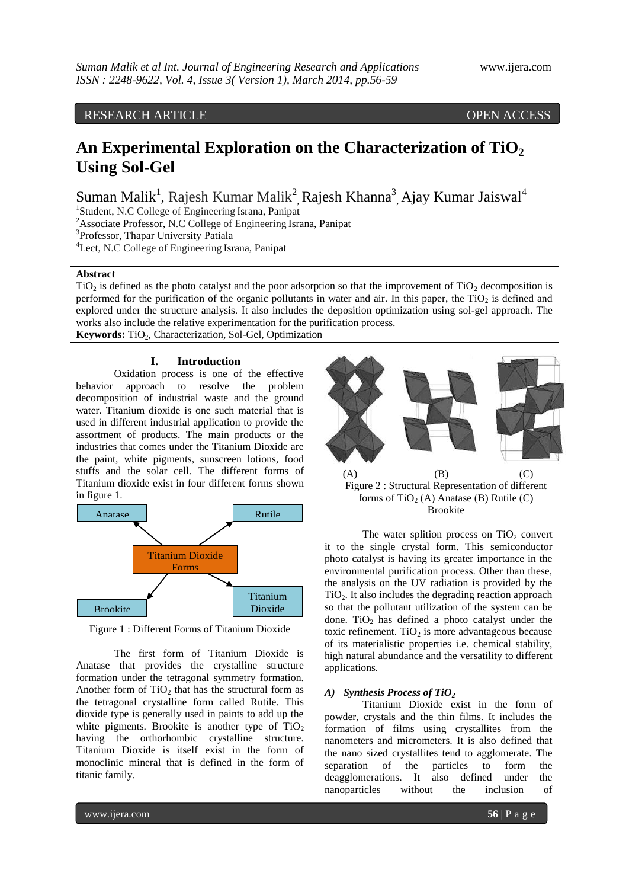RESEARCH ARTICLE OPEN ACCESS

# An Experimental Exploration on the Characterization of $TiO_2$ Using Sol-Gel

Suman Malik[1], Rajesh Kumar Malik[2], Rajesh Khanna[3], Ajay Kumar Jaiswal[4]

[1]Student, N.C College of Engineering Israna, Panipat
[2]Associate Professor, N.C College of Engineering Israna, Panipat
[3]Professor, Thapar University Patiala
[4]Lect, N.C College of Engineering Israna, Panipat

**Abstract**

$TiO_2$ is defined as the photo catalyst and the poor adsorption so that the improvement of $TiO_2$ decomposition is performed for the purification of the organic pollutants in water and air. In this paper, the $TiO_2$ is defined and explored under the structure analysis. It also includes the deposition optimization using sol-gel approach. The works also include the relative experimentation for the purification process.

**Keywords:** $TiO_2$, Characterization, Sol-Gel, Optimization

## I. Introduction

Oxidation process is one of the effective behavior approach to resolve the problem decomposition of industrial waste and the ground water. Titanium dioxide is one such material that is used in different industrial application to provide the assortment of products. The main products or the industries that comes under the Titanium Dioxide are the paint, white pigments, sunscreen lotions, food stuffs and the solar cell. The different forms of Titanium dioxide exist in four different forms shown in figure 1.

Anatase, Rutile, Titanium Dioxide Forms, Brookite, Titanium Dioxide

Figure 1 : Different Forms of Titanium Dioxide

The first form of Titanium Dioxide is Anatase that provides the crystalline structure formation under the tetragonal symmetry formation. Another form of $TiO_2$ that has the structural form as the tetragonal crystalline form called Rutile. This dioxide type is generally used in paints to add up the white pigments. Brookite is another type of $TiO_2$ having the orthorhombic crystalline structure. Titanium Dioxide is itself exist in the form of monoclinic mineral that is defined in the form of titanic family.

(A) (B) (C)

Figure 2 : Structural Representation of different forms of $TiO_2$ (A) Anatase (B) Rutile (C) Brookite

The water splition process on $TiO_2$ convert it to the single crystal form. This semiconductor photo catalyst is having its greater importance in the environmental purification process. Other than these, the analysis on the UV radiation is provided by the $TiO_2$. It also includes the degrading reaction approach so that the pollutant utilization of the system can be done. $TiO_2$ has defined a photo catalyst under the toxic refinement. $TiO_2$ is more advantageous because of its materialistic properties i.e. chemical stability, high natural abundance and the versatility to different applications.

### *A) Synthesis Process of $TiO_2$*

Titanium Dioxide exist in the form of powder, crystals and the thin films. It includes the formation of films using crystallites from the nanometers and micrometers. It is also defined that the nano sized crystallites tend to agglomerate. The separation of the particles to form the deagglomerations. It also defined under the nanoparticles without the inclusion of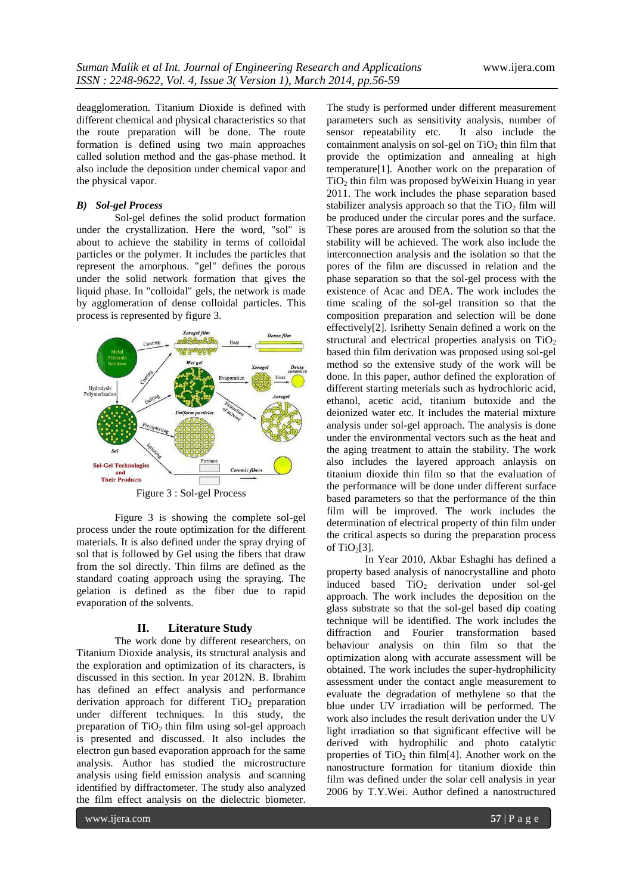deagglomeration. Titanium Dioxide is defined with different chemical and physical characteristics so that the route preparation will be done. The route formation is defined using two main approaches called solution method and the gas-phase method. It also include the deposition under chemical vapor and the physical vapor.

### *B) Sol-gel Process*

Sol-gel defines the solid product formation under the crystallization. Here the word, "sol" is about to achieve the stability in terms of colloidal particles or the polymer. It includes the particles that represent the amorphous. "gel" defines the porous under the solid network formation that gives the liquid phase. In "colloidal" gels, the network is made by agglomeration of dense colloidal particles. This process is represented by figure 3.

Figure 3 : Sol-gel Process

Figure 3 is showing the complete sol-gel process under the route optimization for the different materials. It is also defined under the spray drying of sol that is followed by Gel using the fibers that draw from the sol directly. Thin films are defined as the standard coating approach using the spraying. The gelation is defined as the fiber due to rapid evaporation of the solvents.

## II. Literature Study

The work done by different researchers, on Titanium Dioxide analysis, its structural analysis and the exploration and optimization of its characters, is discussed in this section. In year 2012N. B. Ibrahim has defined an effect analysis and performance derivation approach for different $TiO_2$ preparation under different techniques. In this study, the preparation of $TiO_2$ thin film using sol-gel approach is presented and discussed. It also includes the electron gun based evaporation approach for the same analysis. Author has studied the microstructure analysis using field emission analysis and scanning identified by diffractometer. The study also analyzed the film effect analysis on the dielectric biometer. The study is performed under different measurement parameters such as sensitivity analysis, number of sensor repeatability etc. It also include the containment analysis on sol-gel on $TiO_2$ thin film that provide the optimization and annealing at high temperature[1]. Another work on the preparation of $TiO_2$ thin film was proposed byWeixin Huang in year 2011. The work includes the phase separation based stabilizer analysis approach so that the $TiO_2$ film will be produced under the circular pores and the surface. These pores are aroused from the solution so that the stability will be achieved. The work also include the interconnection analysis and the isolation so that the pores of the film are discussed in relation and the phase separation so that the sol-gel process with the existence of Acac and DEA. The work includes the time scaling of the sol-gel transition so that the composition preparation and selection will be done effectively[2]. Isrihetty Senain defined a work on the structural and electrical properties analysis on $TiO_2$ based thin film derivation was proposed using sol-gel method so the extensive study of the work will be done. In this paper, author defined the exploration of different starting meterials such as hydrochloric acid, ethanol, acetic acid, titanium butoxide and the deionized water etc. It includes the material mixture analysis under sol-gel approach. The analysis is done under the environmental vectors such as the heat and the aging treatment to attain the stability. The work also includes the layered approach anlaysis on titanium dioxide thin film so that the evaluation of the performance will be done under different surface based parameters so that the performance of the thin film will be improved. The work includes the determination of electrical property of thin film under the critical aspects so during the preparation process of $TiO_2$[3].

In Year 2010, Akbar Eshaghi has defined a property based analysis of nanocrystalline and photo induced based $TiO_2$ derivation under sol-gel approach. The work includes the deposition on the glass substrate so that the sol-gel based dip coating technique will be identified. The work includes the diffraction and Fourier transformation based behaviour analysis on thin film so that the optimization along with accurate assessment will be obtained. The work includes the super-hydrophilicity assessment under the contact angle measurement to evaluate the degradation of methylene so that the blue under UV irradiation will be performed. The work also includes the result derivation under the UV light irradiation so that significant effective will be derived with hydrophilic and photo catalytic properties of $TiO_2$ thin film[4]. Another work on the nanostructure formation for titanium dioxide thin film was defined under the solar cell analysis in year 2006 by T.Y.Wei. Author defined a nanostructured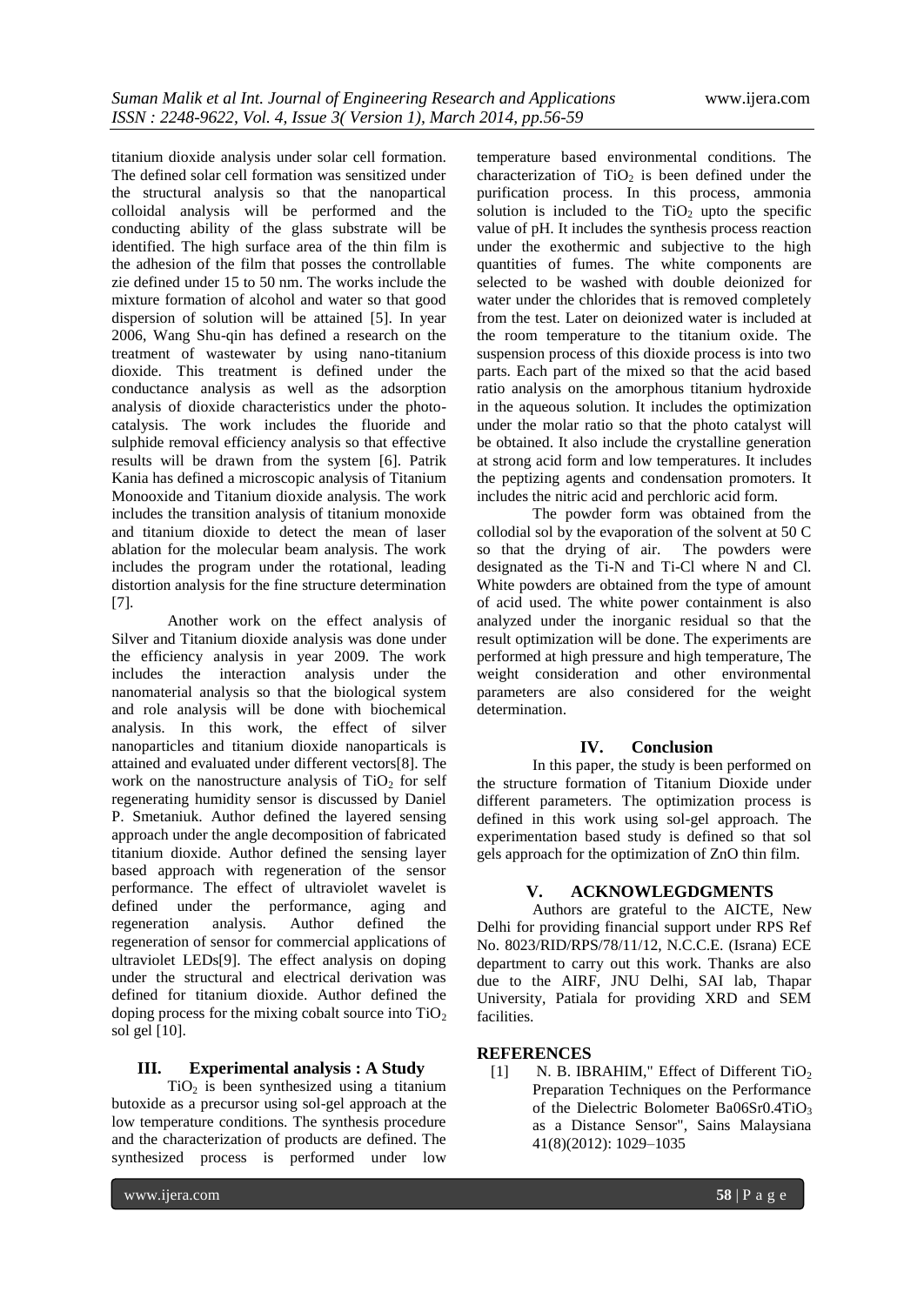titanium dioxide analysis under solar cell formation. The defined solar cell formation was sensitized under the structural analysis so that the nanopartical colloidal analysis will be performed and the conducting ability of the glass substrate will be identified. The high surface area of the thin film is the adhesion of the film that posses the controllable zie defined under 15 to 50 nm. The works include the mixture formation of alcohol and water so that good dispersion of solution will be attained [5]. In year 2006, Wang Shu-qin has defined a research on the treatment of wastewater by using nano-titanium dioxide. This treatment is defined under the conductance analysis as well as the adsorption analysis of dioxide characteristics under the photo-catalysis. The work includes the fluoride and sulphide removal efficiency analysis so that effective results will be drawn from the system [6]. Patrik Kania has defined a microscopic analysis of Titanium Monooxide and Titanium dioxide analysis. The work includes the transition analysis of titanium monoxide and titanium dioxide to detect the mean of laser ablation for the molecular beam analysis. The work includes the program under the rotational, leading distortion analysis for the fine structure determination [7].

Another work on the effect analysis of Silver and Titanium dioxide analysis was done under the efficiency analysis in year 2009. The work includes the interaction analysis under the nanomaterial analysis so that the biological system and role analysis will be done with biochemical analysis. In this work, the effect of silver nanoparticles and titanium dioxide nanoparticals is attained and evaluated under different vectors[8]. The work on the nanostructure analysis of $TiO_2$ for self regenerating humidity sensor is discussed by Daniel P. Smetaniuk. Author defined the layered sensing approach under the angle decomposition of fabricated titanium dioxide. Author defined the sensing layer based approach with regeneration of the sensor performance. The effect of ultraviolet wavelet is defined under the performance, aging and regeneration analysis. Author defined the regeneration of sensor for commercial applications of ultraviolet LEDs[9]. The effect analysis on doping under the structural and electrical derivation was defined for titanium dioxide. Author defined the doping process for the mixing cobalt source into $TiO_2$ sol gel [10].

## III. Experimental analysis : A Study

$TiO_2$ is been synthesized using a titanium butoxide as a precursor using sol-gel approach at the low temperature conditions. The synthesis procedure and the characterization of products are defined. The synthesized process is performed under low temperature based environmental conditions. The characterization of $TiO_2$ is been defined under the purification process. In this process, ammonia solution is included to the $TiO_2$ upto the specific value of pH. It includes the synthesis process reaction under the exothermic and subjective to the high quantities of fumes. The white components are selected to be washed with double deionized for water under the chlorides that is removed completely from the test. Later on deionized water is included at the room temperature to the titanium oxide. The suspension process of this dioxide process is into two parts. Each part of the mixed so that the acid based ratio analysis on the amorphous titanium hydroxide in the aqueous solution. It includes the optimization under the molar ratio so that the photo catalyst will be obtained. It also include the crystalline generation at strong acid form and low temperatures. It includes the peptizing agents and condensation promoters. It includes the nitric acid and perchloric acid form.

The powder form was obtained from the collodial sol by the evaporation of the solvent at 50 C so that the drying of air. The powders were designated as the Ti-N and Ti-Cl where N and Cl. White powders are obtained from the type of amount of acid used. The white power containment is also analyzed under the inorganic residual so that the result optimization will be done. The experiments are performed at high pressure and high temperature, The weight consideration and other environmental parameters are also considered for the weight determination.

## IV. Conclusion

In this paper, the study is been performed on the structure formation of Titanium Dioxide under different parameters. The optimization process is defined in this work using sol-gel approach. The experimentation based study is defined so that sol gels approach for the optimization of ZnO thin film.

## V. ACKNOWLEGDGMENTS

Authors are grateful to the AICTE, New Delhi for providing financial support under RPS Ref No. 8023/RID/RPS/78/11/12, N.C.C.E. (Israna) ECE department to carry out this work. Thanks are also due to the AIRF, JNU Delhi, SAI lab, Thapar University, Patiala for providing XRD and SEM facilities.

## REFERENCES

[1] N. B. IBRAHIM," Effect of Different $TiO_2$ Preparation Techniques on the Performance of the Dielectric Bolometer Ba06Sr0.4$TiO_3$ as a Distance Sensor", Sains Malaysiana 41(8)(2012): 1029–1035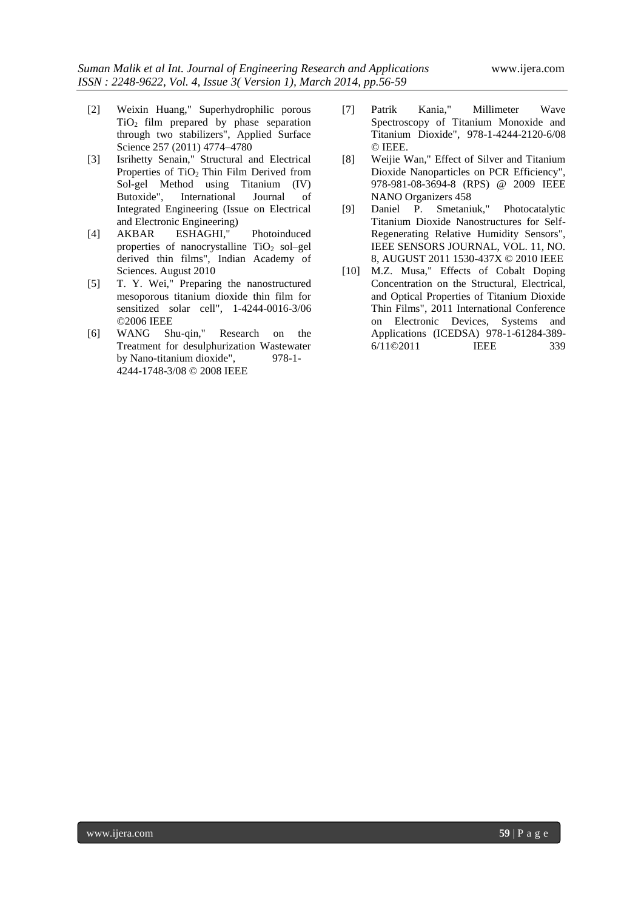[2] Weixin Huang," Superhydrophilic porous $TiO_2$ film prepared by phase separation through two stabilizers", Applied Surface Science 257 (2011) 4774–4780

[3] Isrihetty Senain," Structural and Electrical Properties of $TiO_2$ Thin Film Derived from Sol-gel Method using Titanium (IV) Butoxide", International Journal of Integrated Engineering (Issue on Electrical and Electronic Engineering)

[4] AKBAR ESHAGHI," Photoinduced properties of nanocrystalline $TiO_2$ sol–gel derived thin films", Indian Academy of Sciences. August 2010

[5] T. Y. Wei," Preparing the nanostructured mesoporous titanium dioxide thin film for sensitized solar cell", 1-4244-0016-3/06 ©2006 IEEE

[6] WANG Shu-qin," Research on the Treatment for desulphurization Wastewater by Nano-titanium dioxide", 978-1-4244-1748-3/08 © 2008 IEEE

[7] Patrik Kania," Millimeter Wave Spectroscopy of Titanium Monoxide and Titanium Dioxide", 978-1-4244-2120-6/08 © IEEE.

[8] Weijie Wan," Effect of Silver and Titanium Dioxide Nanoparticles on PCR Efficiency", 978-981-08-3694-8 (RPS) @ 2009 IEEE NANO Organizers 458

[9] Daniel P. Smetaniuk," Photocatalytic Titanium Dioxide Nanostructures for Self-Regenerating Relative Humidity Sensors", IEEE SENSORS JOURNAL, VOL. 11, NO. 8, AUGUST 2011 1530-437X © 2010 IEEE

[10] M.Z. Musa," Effects of Cobalt Doping Concentration on the Structural, Electrical, and Optical Properties of Titanium Dioxide Thin Films", 2011 International Conference on Electronic Devices, Systems and Applications (ICEDSA) 978-1-61284-389-6/11©2011 IEEE 339